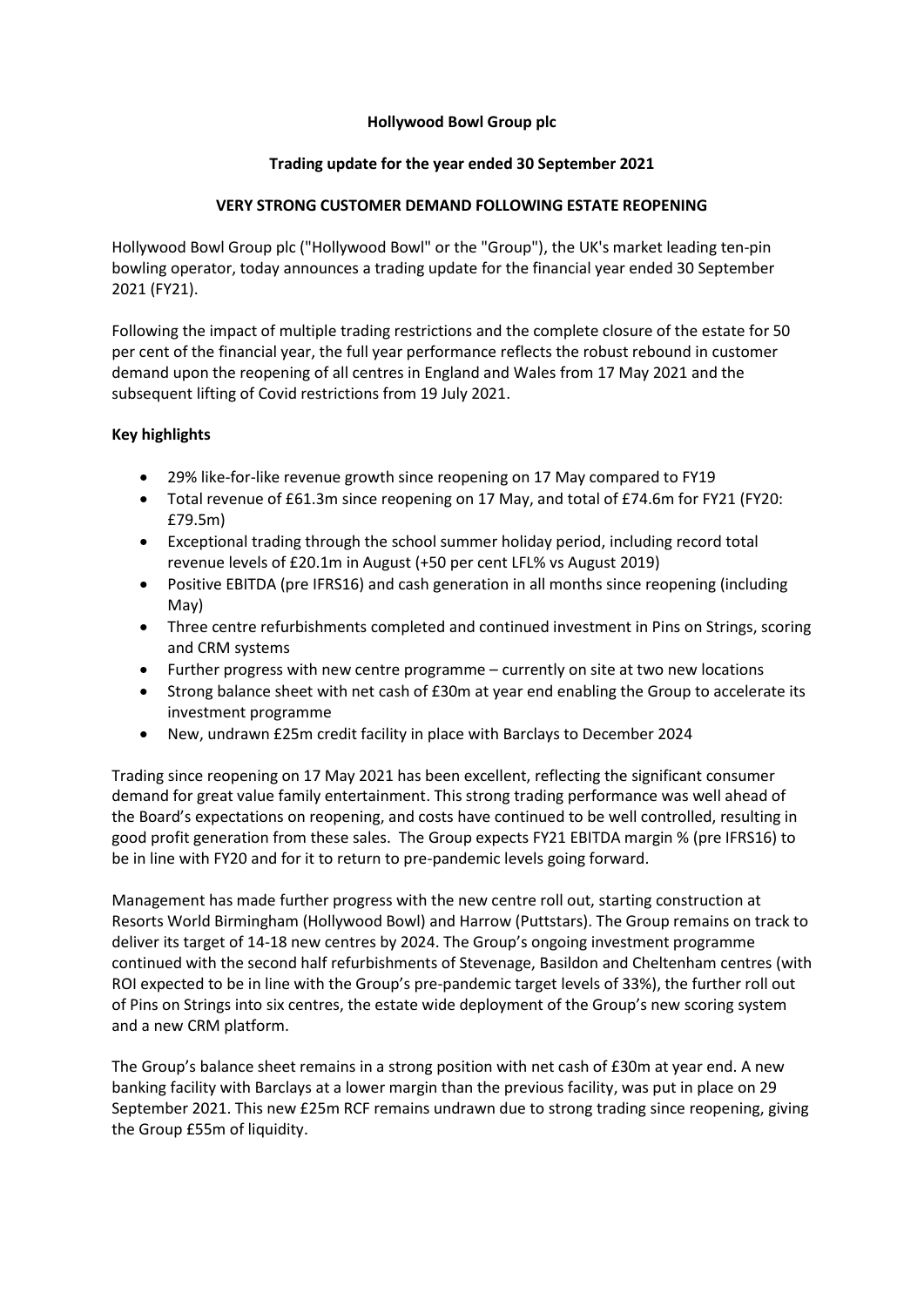# Hollywood Bowl Group plc

## Trading update for the year ended 30 September 2021

## VERY STRONG CUSTOMER DEMAND FOLLOWING ESTATE REOPENING

Hollywood Bowl Group plc ("Hollywood Bowl" or the "Group"), the UK's market leading ten-pin bowling operator, today announces a trading update for the financial year ended 30 September 2021 (FY21).

Following the impact of multiple trading restrictions and the complete closure of the estate for 50 per cent of the financial year, the full year performance reflects the robust rebound in customer demand upon the reopening of all centres in England and Wales from 17 May 2021 and the subsequent lifting of Covid restrictions from 19 July 2021.

### Key highlights

- 29% like-for-like revenue growth since reopening on 17 May compared to FY19
- Total revenue of £61.3m since reopening on 17 May, and total of £74.6m for FY21 (FY20: £79.5m)
- Exceptional trading through the school summer holiday period, including record total revenue levels of £20.1m in August (+50 per cent LFL% vs August 2019)
- Positive EBITDA (pre IFRS16) and cash generation in all months since reopening (including May)
- Three centre refurbishments completed and continued investment in Pins on Strings, scoring and CRM systems
- Further progress with new centre programme – currently on site at two new locations
- Strong balance sheet with net cash of £30m at year end enabling the Group to accelerate its investment programme
- New, undrawn £25m credit facility in place with Barclays to December 2024

Trading since reopening on 17 May 2021 has been excellent, reflecting the significant consumer demand for great value family entertainment. This strong trading performance was well ahead of the Board's expectations on reopening, and costs have continued to be well controlled, resulting in good profit generation from these sales. The Group expects FY21 EBITDA margin % (pre IFRS16) to be in line with FY20 and for it to return to pre-pandemic levels going forward.

Management has made further progress with the new centre roll out, starting construction at Resorts World Birmingham (Hollywood Bowl) and Harrow (Puttstars). The Group remains on track to deliver its target of 14-18 new centres by 2024. The Group's ongoing investment programme continued with the second half refurbishments of Stevenage, Basildon and Cheltenham centres (with ROI expected to be in line with the Group's pre-pandemic target levels of 33%), the further roll out of Pins on Strings into six centres, the estate wide deployment of the Group's new scoring system and a new CRM platform.

The Group's balance sheet remains in a strong position with net cash of £30m at year end. A new banking facility with Barclays at a lower margin than the previous facility, was put in place on 29 September 2021. This new £25m RCF remains undrawn due to strong trading since reopening, giving the Group £55m of liquidity.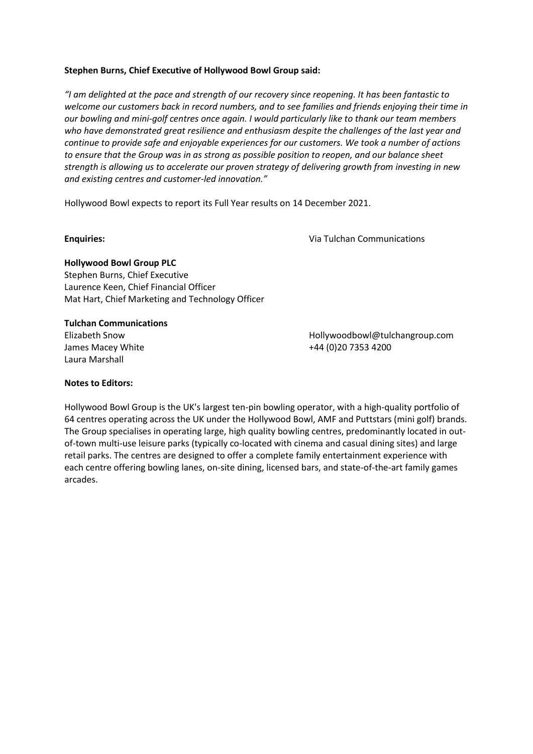**Stephen Burns, Chief Executive of Hollywood Bowl Group said:**

*"I am delighted at the pace and strength of our recovery since reopening. It has been fantastic to welcome our customers back in record numbers, and to see families and friends enjoying their time in our bowling and mini-golf centres once again. I would particularly like to thank our team members who have demonstrated great resilience and enthusiasm despite the challenges of the last year and continue to provide safe and enjoyable experiences for our customers. We took a number of actions to ensure that the Group was in as strong as possible position to reopen, and our balance sheet strength is allowing us to accelerate our proven strategy of delivering growth from investing in new and existing centres and customer-led innovation."*

Hollywood Bowl expects to report its Full Year results on 14 December 2021.

**Enquiries:** Via Tulchan Communications

**Hollywood Bowl Group PLC**
Stephen Burns, Chief Executive
Laurence Keen, Chief Financial Officer
Mat Hart, Chief Marketing and Technology Officer

**Tulchan Communications**
Elizabeth Snow
James Macey White
Laura Marshall

Hollywoodbowl@tulchangroup.com
+44 (0)20 7353 4200

**Notes to Editors:**

Hollywood Bowl Group is the UK's largest ten-pin bowling operator, with a high-quality portfolio of 64 centres operating across the UK under the Hollywood Bowl, AMF and Puttstars (mini golf) brands. The Group specialises in operating large, high quality bowling centres, predominantly located in out-of-town multi-use leisure parks (typically co-located with cinema and casual dining sites) and large retail parks. The centres are designed to offer a complete family entertainment experience with each centre offering bowling lanes, on-site dining, licensed bars, and state-of-the-art family games arcades.